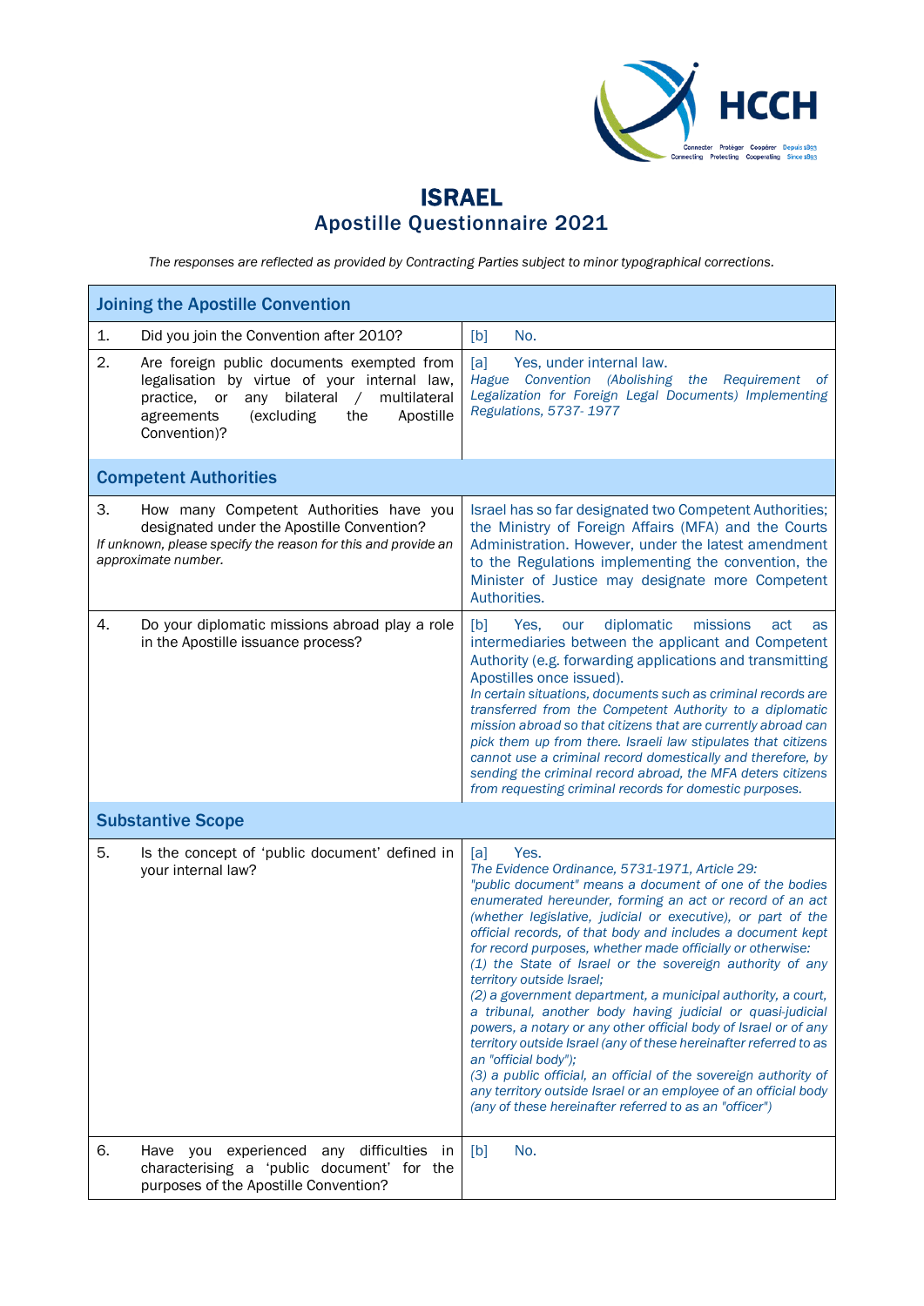# ISRAEL
## Apostille Questionnaire 2021

*The responses are reflected as provided by Contracting Parties subject to minor typographical corrections.*

| Joining the Apostille Convention | |
|---|---|
| 1. Did you join the Convention after 2010? | [b] No. |
| 2. Are foreign public documents exempted from legalisation by virtue of your internal law, practice, or any bilateral / multilateral agreements (excluding the Apostille Convention)? | [a] Yes, under internal law.<br>*Hague Convention (Abolishing the Requirement of Legalization for Foreign Legal Documents) Implementing Regulations, 5737- 1977* |
| **Competent Authorities** | |
| 3. How many Competent Authorities have you designated under the Apostille Convention?<br>*If unknown, please specify the reason for this and provide an approximate number.* | Israel has so far designated two Competent Authorities; the Ministry of Foreign Affairs (MFA) and the Courts Administration. However, under the latest amendment to the Regulations implementing the convention, the Minister of Justice may designate more Competent Authorities. |
| 4. Do your diplomatic missions abroad play a role in the Apostille issuance process? | [b] Yes, our diplomatic missions act as intermediaries between the applicant and Competent Authority (e.g. forwarding applications and transmitting Apostilles once issued).<br>*In certain situations, documents such as criminal records are transferred from the Competent Authority to a diplomatic mission abroad so that citizens that are currently abroad can pick them up from there. Israeli law stipulates that citizens cannot use a criminal record domestically and therefore, by sending the criminal record abroad, the MFA deters citizens from requesting criminal records for domestic purposes.* |
| **Substantive Scope** | |
| 5. Is the concept of 'public document' defined in your internal law? | [a] Yes.<br>*The Evidence Ordinance, 5731-1971, Article 29:*<br>*"public document" means a document of one of the bodies enumerated hereunder, forming an act or record of an act (whether legislative, judicial or executive), or part of the official records, of that body and includes a document kept for record purposes, whether made officially or otherwise:*<br>*(1) the State of Israel or the sovereign authority of any territory outside Israel;*<br>*(2) a government department, a municipal authority, a court, a tribunal, another body having judicial or quasi-judicial powers, a notary or any other official body of Israel or of any territory outside Israel (any of these hereinafter referred to as an "official body");*<br>*(3) a public official, an official of the sovereign authority of any territory outside Israel or an employee of an official body (any of these hereinafter referred to as an "officer")* |
| 6. Have you experienced any difficulties in characterising a 'public document' for the purposes of the Apostille Convention? | [b] No. |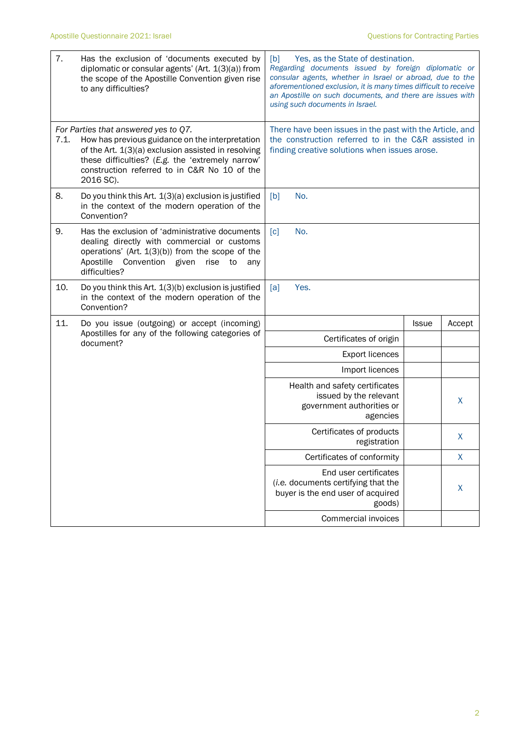| | Question | Answer |
|---|---|---|
| 7. | Has the exclusion of 'documents executed by diplomatic or consular agents' (Art. 1(3)(a)) from the scope of the Apostille Convention given rise to any difficulties? | [b] Yes, as the State of destination. *Regarding documents issued by foreign diplomatic or consular agents, whether in Israel or abroad, due to the aforementioned exclusion, it is many times difficult to receive an Apostille on such documents, and there are issues with using such documents in Israel.* |
| 7.1. | *For Parties that answered yes to Q7.* How has previous guidance on the interpretation of the Art. 1(3)(a) exclusion assisted in resolving these difficulties? (*E.g.* the 'extremely narrow' construction referred to in C&R No 10 of the 2016 SC). | There have been issues in the past with the Article, and the construction referred to in the C&R assisted in finding creative solutions when issues arose. |
| 8. | Do you think this Art. 1(3)(a) exclusion is justified in the context of the modern operation of the Convention? | [b] No. |
| 9. | Has the exclusion of 'administrative documents dealing directly with commercial or customs operations' (Art. 1(3)(b)) from the scope of the Apostille Convention given rise to any difficulties? | [c] No. |
| 10. | Do you think this Art. 1(3)(b) exclusion is justified in the context of the modern operation of the Convention? | [a] Yes. |

**11.** Do you issue (outgoing) or accept (incoming) Apostilles for any of the following categories of document?

| | Issue | Accept |
|---|---|---|
| Certificates of origin | | |
| Export licences | | |
| Import licences | | |
| Health and safety certificates issued by the relevant government authorities or agencies | | X |
| Certificates of products registration | | X |
| Certificates of conformity | | X |
| End user certificates (*i.e.* documents certifying that the buyer is the end user of acquired goods) | | X |
| Commercial invoices | | |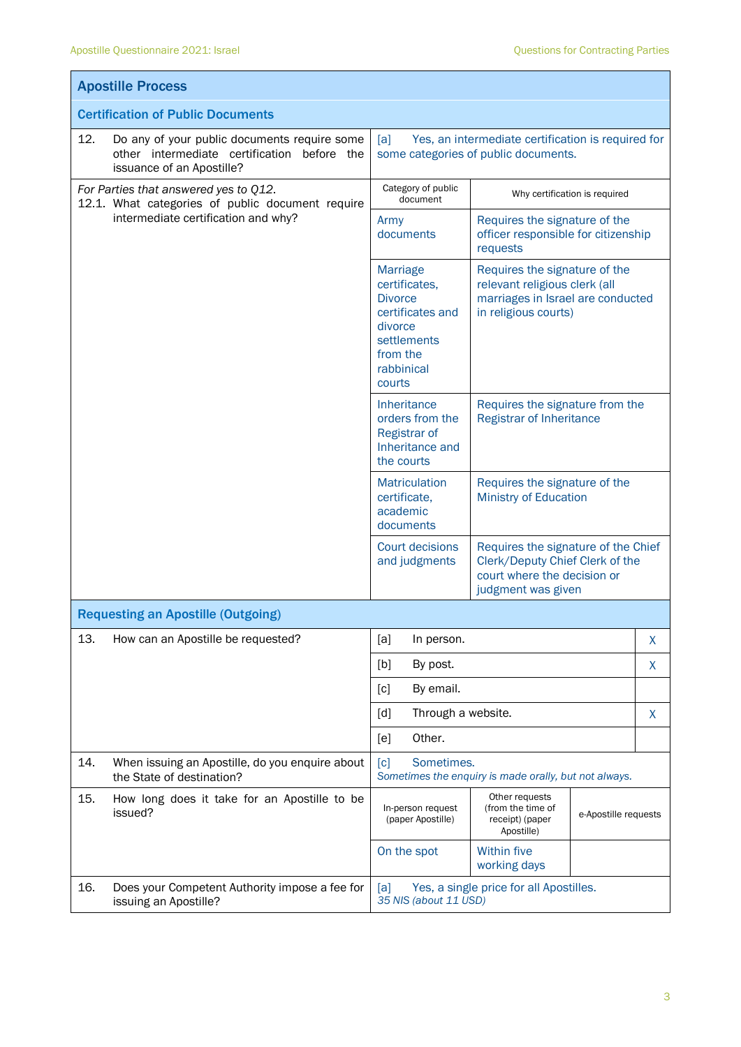## Apostille Process

### Certification of Public Documents

| | | |
|---|---|---|
| 12. Do any of your public documents require some other intermediate certification before the issuance of an Apostille? | [a] Yes, an intermediate certification is required for some categories of public documents. | |
| *For Parties that answered yes to Q12.* 12.1. What categories of public document require intermediate certification and why? | **Category of public document** | **Why certification is required** |
| | Army documents | Requires the signature of the officer responsible for citizenship requests |
| | Marriage certificates, Divorce certificates and divorce settlements from the rabbinical courts | Requires the signature of the relevant religious clerk (all marriages in Israel are conducted in religious courts) |
| | Inheritance orders from the Registrar of Inheritance and the courts | Requires the signature from the Registrar of Inheritance |
| | Matriculation certificate, academic documents | Requires the signature of the Ministry of Education |
| | Court decisions and judgments | Requires the signature of the Chief Clerk/Deputy Chief Clerk of the court where the decision or judgment was given |

### Requesting an Apostille (Outgoing)

| | | |
|---|---|---|
| 13. How can an Apostille be requested? | [a] In person. | X |
| | [b] By post. | X |
| | [c] By email. | |
| | [d] Through a website. | X |
| | [e] Other. | |
| 14. When issuing an Apostille, do you enquire about the State of destination? | [c] Sometimes. *Sometimes the enquiry is made orally, but not always.* | |

| | | | |
|---|---|---|---|
| 15. How long does it take for an Apostille to be issued? | In-person request (paper Apostille) | Other requests (from the time of receipt) (paper Apostille) | e-Apostille requests |
| | On the spot | Within five working days | |
| 16. Does your Competent Authority impose a fee for issuing an Apostille? | [a] Yes, a single price for all Apostilles. *35 NIS (about 11 USD)* | | |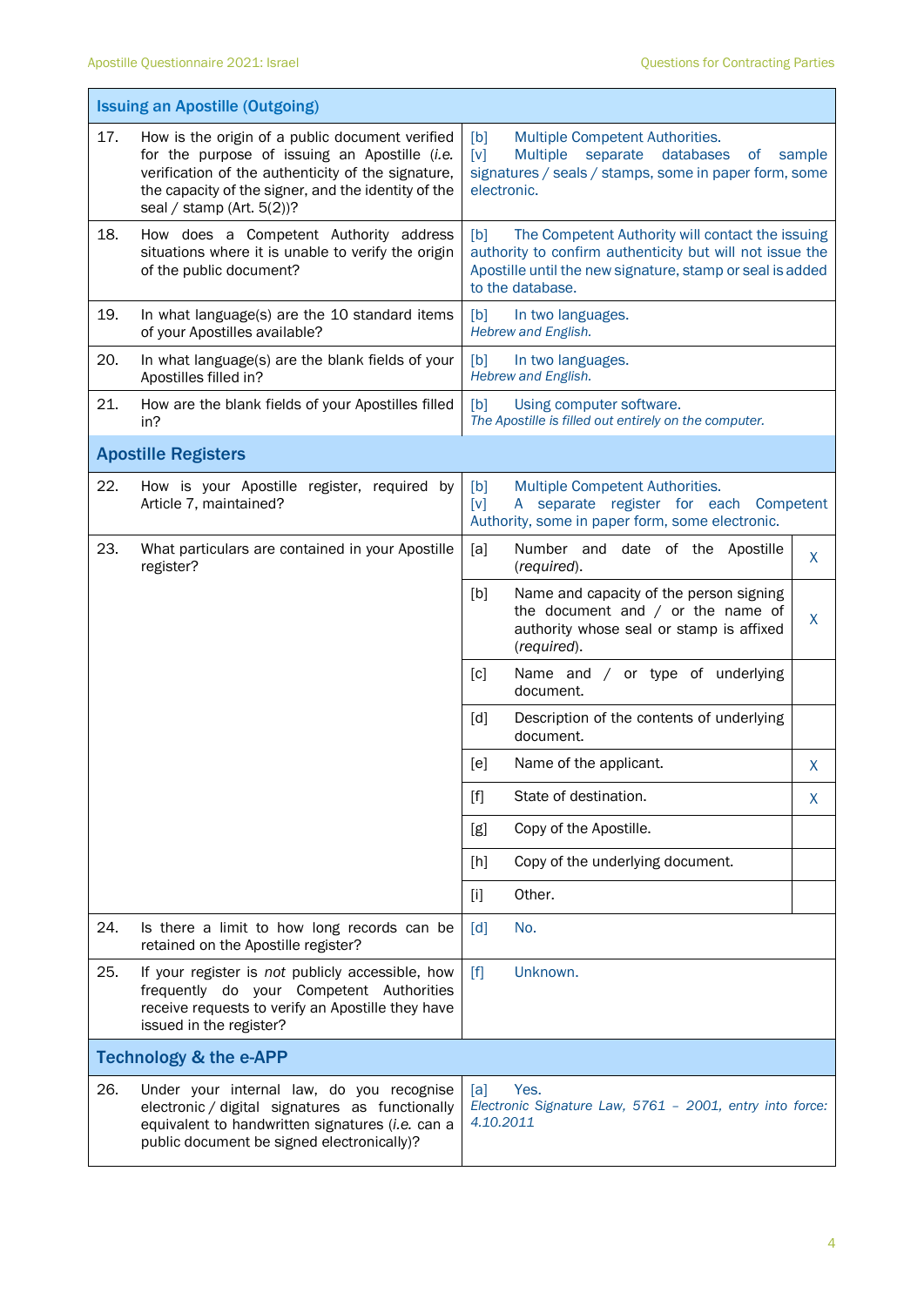| Issuing an Apostille (Outgoing) | | |
|---|---|---|
| 17. | How is the origin of a public document verified for the purpose of issuing an Apostille (*i.e.* verification of the authenticity of the signature, the capacity of the signer, and the identity of the seal / stamp (Art. 5(2))? | [b] Multiple Competent Authorities. [v] Multiple separate databases of sample signatures / seals / stamps, some in paper form, some electronic. |
| 18. | How does a Competent Authority address situations where it is unable to verify the origin of the public document? | [b] The Competent Authority will contact the issuing authority to confirm authenticity but will not issue the Apostille until the new signature, stamp or seal is added to the database. |
| 19. | In what language(s) are the 10 standard items of your Apostilles available? | [b] In two languages. *Hebrew and English.* |
| 20. | In what language(s) are the blank fields of your Apostilles filled in? | [b] In two languages. *Hebrew and English.* |
| 21. | How are the blank fields of your Apostilles filled in? | [b] Using computer software. *The Apostille is filled out entirely on the computer.* |

## Apostille Registers

| | | | | |
|---|---|---|---|---|
| 22. | How is your Apostille register, required by Article 7, maintained? | [b] Multiple Competent Authorities. [v] A separate register for each Competent Authority, some in paper form, some electronic. | | |
| 23. | What particulars are contained in your Apostille register? | [a] | Number and date of the Apostille (*required*). | X |
| | | [b] | Name and capacity of the person signing the document and / or the name of authority whose seal or stamp is affixed (*required*). | X |
| | | [c] | Name and / or type of underlying document. | |
| | | [d] | Description of the contents of underlying document. | |
| | | [e] | Name of the applicant. | X |
| | | [f] | State of destination. | X |
| | | [g] | Copy of the Apostille. | |
| | | [h] | Copy of the underlying document. | |
| | | [i] | Other. | |
| 24. | Is there a limit to how long records can be retained on the Apostille register? | [d] No. | | |
| 25. | If your register is *not* publicly accessible, how frequently do your Competent Authorities receive requests to verify an Apostille they have issued in the register? | [f] Unknown. | | |

## Technology & the e-APP

| | | |
|---|---|---|
| 26. | Under your internal law, do you recognise electronic / digital signatures as functionally equivalent to handwritten signatures (*i.e.* can a public document be signed electronically)? | [a] Yes. *Electronic Signature Law, 5761 – 2001, entry into force: 4.10.2011* |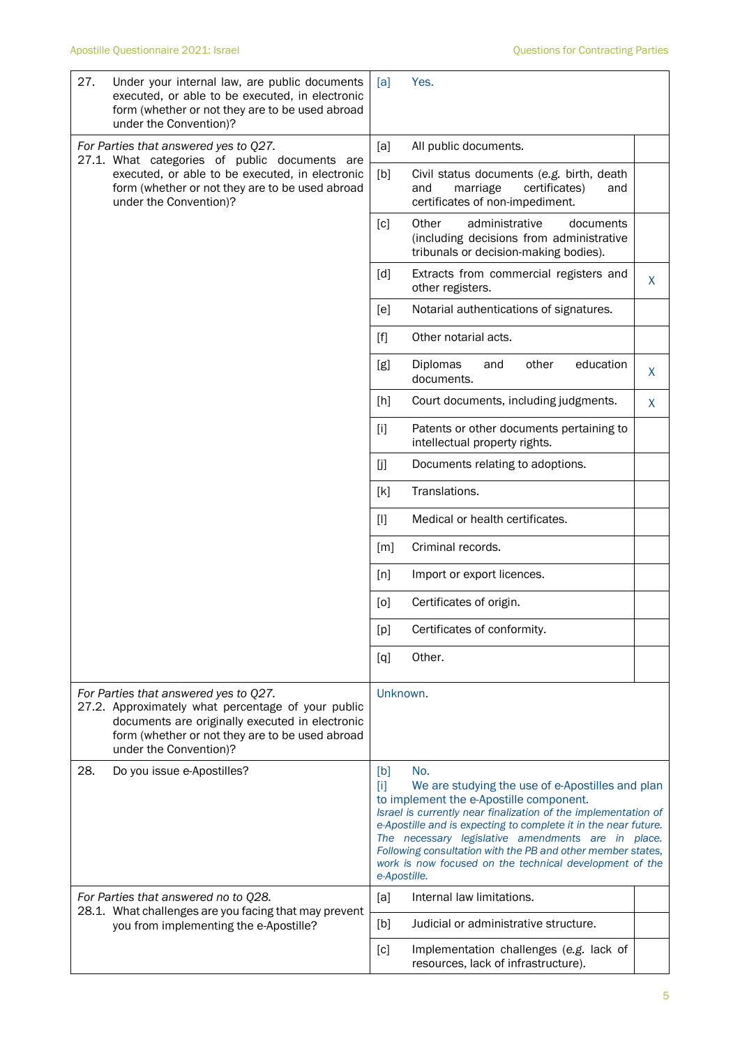| Question | Answer | |
|---|---|---|
| 27. Under your internal law, are public documents executed, or able to be executed, in electronic form (whether or not they are to be used abroad under the Convention)? | [a] Yes. | |
| *For Parties that answered yes to Q27.* 27.1. What categories of public documents are executed, or able to be executed, in electronic form (whether or not they are to be used abroad under the Convention)? | [a] All public documents. | |
| | [b] Civil status documents (e.g. birth, death and marriage certificates) and certificates of non-impediment. | |
| | [c] Other administrative documents (including decisions from administrative tribunals or decision-making bodies). | |
| | [d] Extracts from commercial registers and other registers. | X |
| | [e] Notarial authentications of signatures. | |
| | [f] Other notarial acts. | |
| | [g] Diplomas and other education documents. | X |
| | [h] Court documents, including judgments. | X |
| | [i] Patents or other documents pertaining to intellectual property rights. | |
| | [j] Documents relating to adoptions. | |
| | [k] Translations. | |
| | [l] Medical or health certificates. | |
| | [m] Criminal records. | |
| | [n] Import or export licences. | |
| | [o] Certificates of origin. | |
| | [p] Certificates of conformity. | |
| | [q] Other. | |
| *For Parties that answered yes to Q27.* 27.2. Approximately what percentage of your public documents are originally executed in electronic form (whether or not they are to be used abroad under the Convention)? | Unknown. | |
| 28. Do you issue e-Apostilles? | [b] No.<br>[i] We are studying the use of e-Apostilles and plan to implement the e-Apostille component.<br>*Israel is currently near finalization of the implementation of e-Apostille and is expecting to complete it in the near future. The necessary legislative amendments are in place. Following consultation with the PB and other member states, work is now focused on the technical development of the e-Apostille.* | |
| *For Parties that answered no to Q28.* 28.1. What challenges are you facing that may prevent you from implementing the e-Apostille? | [a] Internal law limitations. | |
| | [b] Judicial or administrative structure. | |
| | [c] Implementation challenges (e.g. lack of resources, lack of infrastructure). | |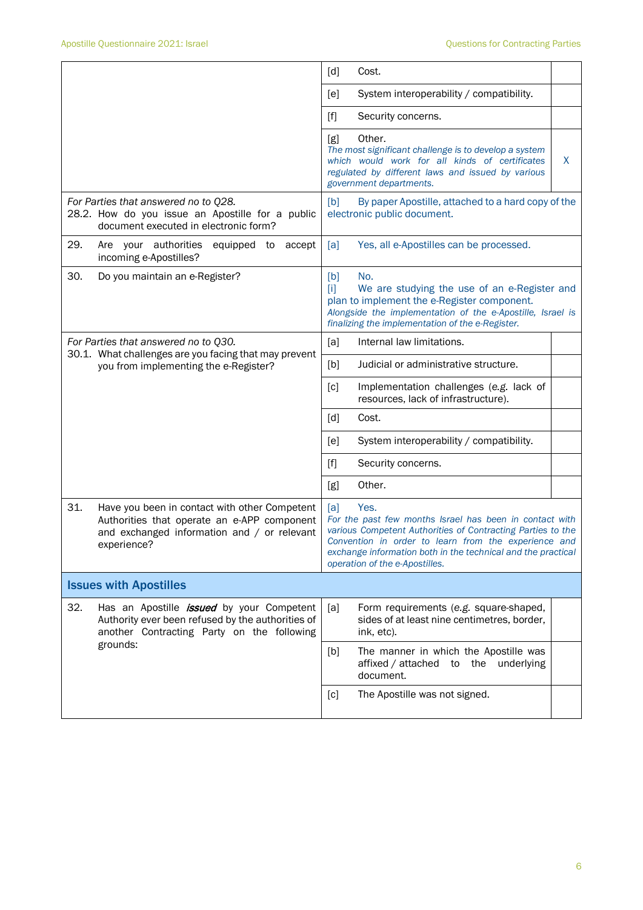| | | |
|---|---|---|
| | [d] Cost. | |
| | [e] System interoperability / compatibility. | |
| | [f] Security concerns. | |
| | [g] Other. *The most significant challenge is to develop a system which would work for all kinds of certificates regulated by different laws and issued by various government departments.* | X |
| *For Parties that answered no to Q28.* 28.2. How do you issue an Apostille for a public document executed in electronic form? | [b] By paper Apostille, attached to a hard copy of the electronic public document. | |
| 29. Are your authorities equipped to accept incoming e-Apostilles? | [a] Yes, all e-Apostilles can be processed. | |
| 30. Do you maintain an e-Register? | [b] No. [i] We are studying the use of an e-Register and plan to implement the e-Register component. *Alongside the implementation of the e-Apostille, Israel is finalizing the implementation of the e-Register.* | |
| *For Parties that answered no to Q30.* 30.1. What challenges are you facing that may prevent you from implementing the e-Register? | [a] Internal law limitations. | |
| | [b] Judicial or administrative structure. | |
| | [c] Implementation challenges (*e.g.* lack of resources, lack of infrastructure). | |
| | [d] Cost. | |
| | [e] System interoperability / compatibility. | |
| | [f] Security concerns. | |
| | [g] Other. | |
| 31. Have you been in contact with other Competent Authorities that operate an e-APP component and exchanged information and / or relevant experience? | [a] Yes. *For the past few months Israel has been in contact with various Competent Authorities of Contracting Parties to the Convention in order to learn from the experience and exchange information both in the technical and the practical operation of the e-Apostilles.* | |

## Issues with Apostilles

| | | |
|---|---|---|
| 32. Has an Apostille ***issued*** by your Competent Authority ever been refused by the authorities of another Contracting Party on the following grounds: | [a] Form requirements (e.g. square-shaped, sides of at least nine centimetres, border, ink, etc). | |
| | [b] The manner in which the Apostille was affixed / attached to the underlying document. | |
| | [c] The Apostille was not signed. | |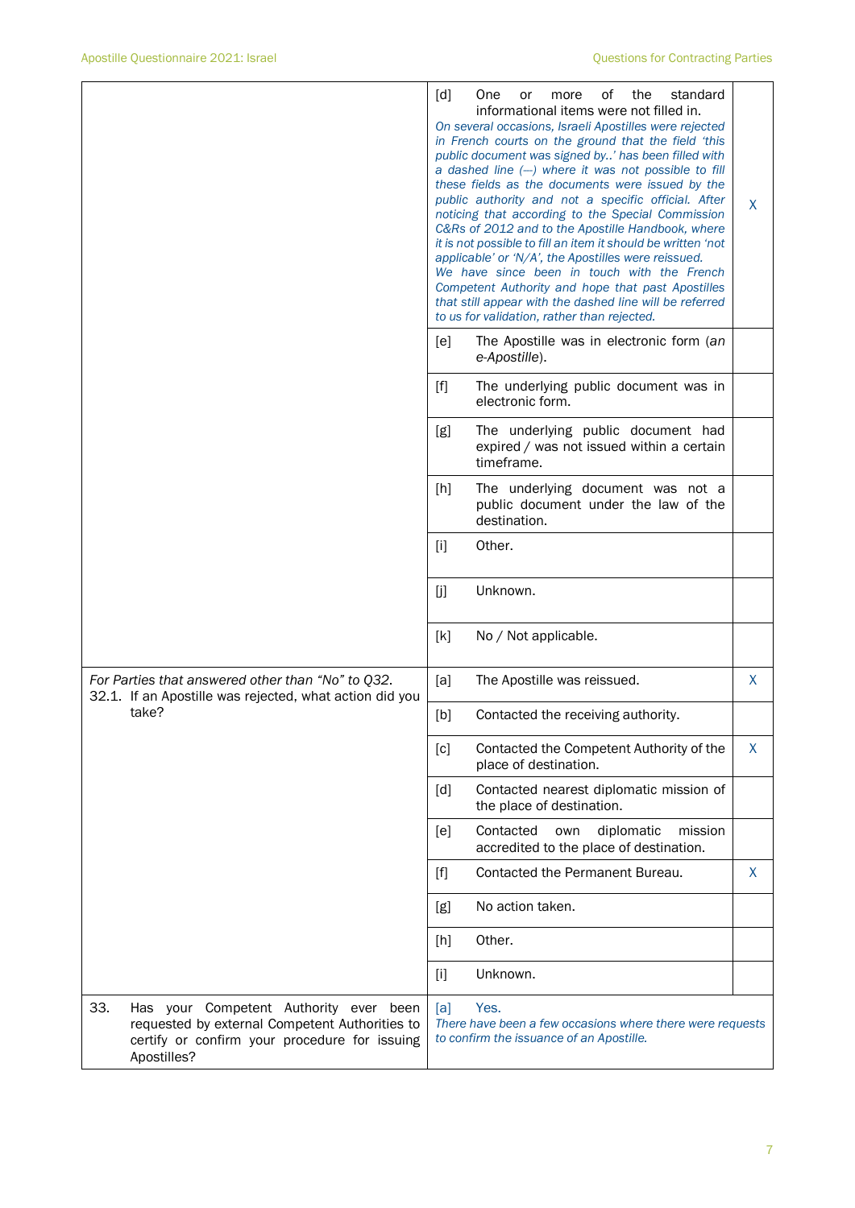| | | | |
|---|---|---|---|
| | [d] | One or more of the standard informational items were not filled in. *On several occasions, Israeli Apostilles were rejected in French courts on the ground that the field 'this public document was signed by..' has been filled with a dashed line (—) where it was not possible to fill these fields as the documents were issued by the public authority and not a specific official. After noticing that according to the Special Commission C&Rs of 2012 and to the Apostille Handbook, where it is not possible to fill an item it should be written 'not applicable' or 'N/A', the Apostilles were reissued. We have since been in touch with the French Competent Authority and hope that past Apostilles that still appear with the dashed line will be referred to us for validation, rather than rejected.* | X |
| | [e] | The Apostille was in electronic form (*an e-Apostille*). | |
| | [f] | The underlying public document was in electronic form. | |
| | [g] | The underlying public document had expired / was not issued within a certain timeframe. | |
| | [h] | The underlying document was not a public document under the law of the destination. | |
| | [i] | Other. | |
| | [j] | Unknown. | |
| | [k] | No / Not applicable. | |
| *For Parties that answered other than "No" to Q32.* 32.1. If an Apostille was rejected, what action did you take? | [a] | The Apostille was reissued. | X |
| | [b] | Contacted the receiving authority. | |
| | [c] | Contacted the Competent Authority of the place of destination. | X |
| | [d] | Contacted nearest diplomatic mission of the place of destination. | |
| | [e] | Contacted own diplomatic mission accredited to the place of destination. | |
| | [f] | Contacted the Permanent Bureau. | X |
| | [g] | No action taken. | |
| | [h] | Other. | |
| | [i] | Unknown. | |
| 33. Has your Competent Authority ever been requested by external Competent Authorities to certify or confirm your procedure for issuing Apostilles? | [a] | Yes. *There have been a few occasions where there were requests to confirm the issuance of an Apostille.* | |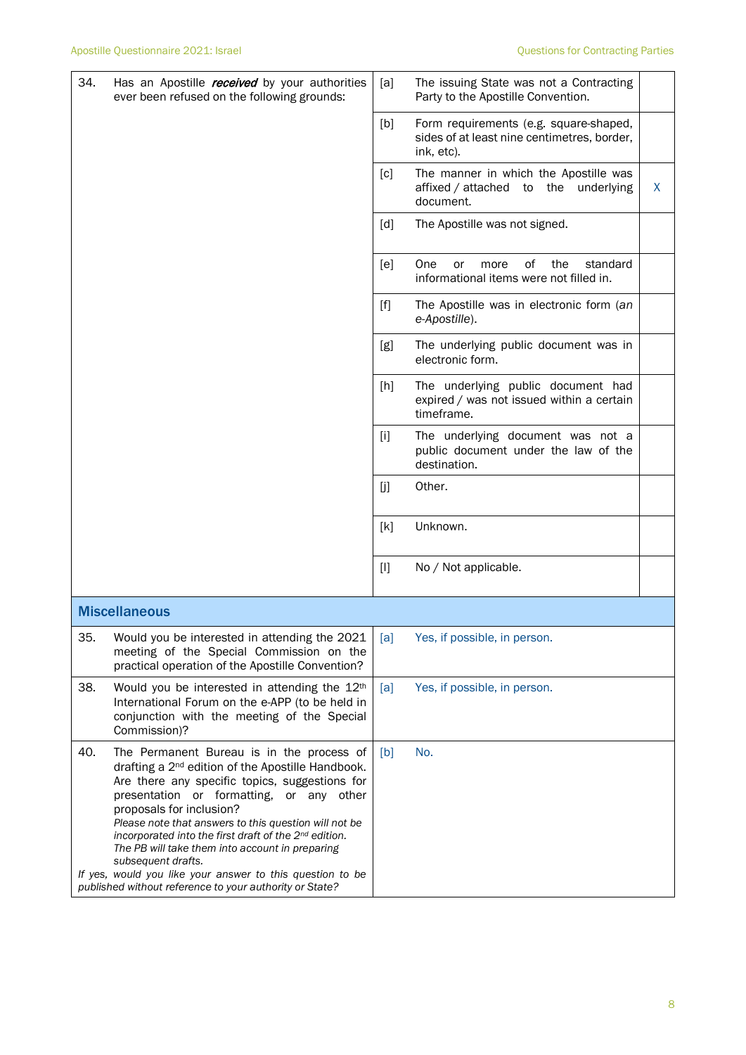| | | | |
|---|---|---|---|
| 34. Has an Apostille ***received*** by your authorities ever been refused on the following grounds: | [a] | The issuing State was not a Contracting Party to the Apostille Convention. | |
| | [b] | Form requirements (e.g. square-shaped, sides of at least nine centimetres, border, ink, etc). | |
| | [c] | The manner in which the Apostille was affixed / attached to the underlying document. | X |
| | [d] | The Apostille was not signed. | |
| | [e] | One or more of the standard informational items were not filled in. | |
| | [f] | The Apostille was in electronic form (*an e-Apostille*). | |
| | [g] | The underlying public document was in electronic form. | |
| | [h] | The underlying public document had expired / was not issued within a certain timeframe. | |
| | [i] | The underlying document was not a public document under the law of the destination. | |
| | [j] | Other. | |
| | [k] | Unknown. | |
| | [l] | No / Not applicable. | |

## Miscellaneous

| | | |
|---|---|---|
| 35. Would you be interested in attending the 2021 meeting of the Special Commission on the practical operation of the Apostille Convention? | [a] | Yes, if possible, in person. |
| 38. Would you be interested in attending the 12th International Forum on the e-APP (to be held in conjunction with the meeting of the Special Commission)? | [a] | Yes, if possible, in person. |
| 40. The Permanent Bureau is in the process of drafting a 2nd edition of the Apostille Handbook. Are there any specific topics, suggestions for presentation or formatting, or any other proposals for inclusion? *Please note that answers to this question will not be incorporated into the first draft of the 2nd edition. The PB will take them into account in preparing subsequent drafts.* *If yes, would you like your answer to this question to be published without reference to your authority or State?* | [b] | No. |